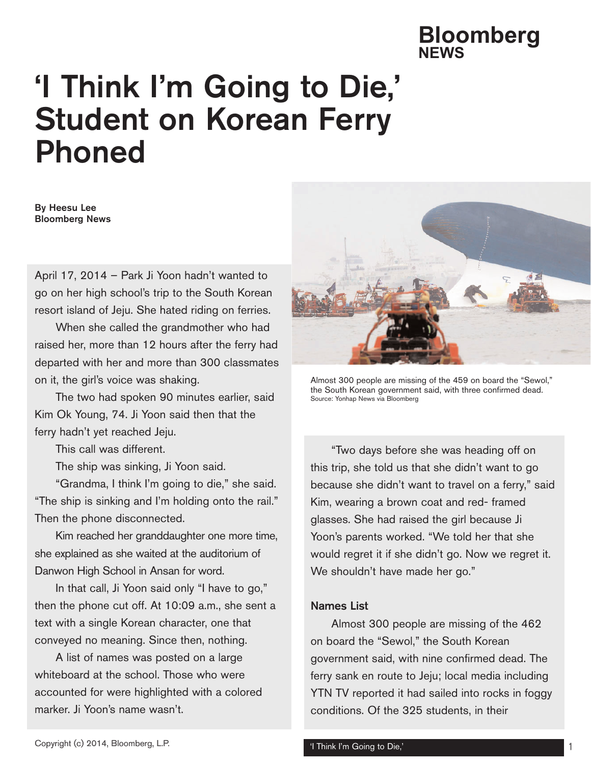# 'I Think I'm Going to Die,' Student on Korean Ferry Phoned

**By Heesu Lee**
**Bloomberg News**

April 17, 2014 – Park Ji Yoon hadn't wanted to go on her high school's trip to the South Korean resort island of Jeju. She hated riding on ferries.

When she called the grandmother who had raised her, more than 12 hours after the ferry had departed with her and more than 300 classmates on it, the girl's voice was shaking.

The two had spoken 90 minutes earlier, said Kim Ok Young, 74. Ji Yoon said then that the ferry hadn't yet reached Jeju.

This call was different.

The ship was sinking, Ji Yoon said.

"Grandma, I think I'm going to die," she said. "The ship is sinking and I'm holding onto the rail." Then the phone disconnected.

Kim reached her granddaughter one more time, she explained as she waited at the auditorium of Danwon High School in Ansan for word.

In that call, Ji Yoon said only "I have to go," then the phone cut off. At 10:09 a.m., she sent a text with a single Korean character, one that conveyed no meaning. Since then, nothing.

A list of names was posted on a large whiteboard at the school. Those who were accounted for were highlighted with a colored marker. Ji Yoon's name wasn't.

Almost 300 people are missing of the 459 on board the "Sewol," the South Korean government said, with three confirmed dead.
Source: Yonhap News via Bloomberg

"Two days before she was heading off on this trip, she told us that she didn't want to go because she didn't want to travel on a ferry," said Kim, wearing a brown coat and red- framed glasses. She had raised the girl because Ji Yoon's parents worked. "We told her that she would regret it if she didn't go. Now we regret it. We shouldn't have made her go."

## Names List

Almost 300 people are missing of the 462 on board the "Sewol," the South Korean government said, with nine confirmed dead. The ferry sank en route to Jeju; local media including YTN TV reported it had sailed into rocks in foggy conditions. Of the 325 students, in their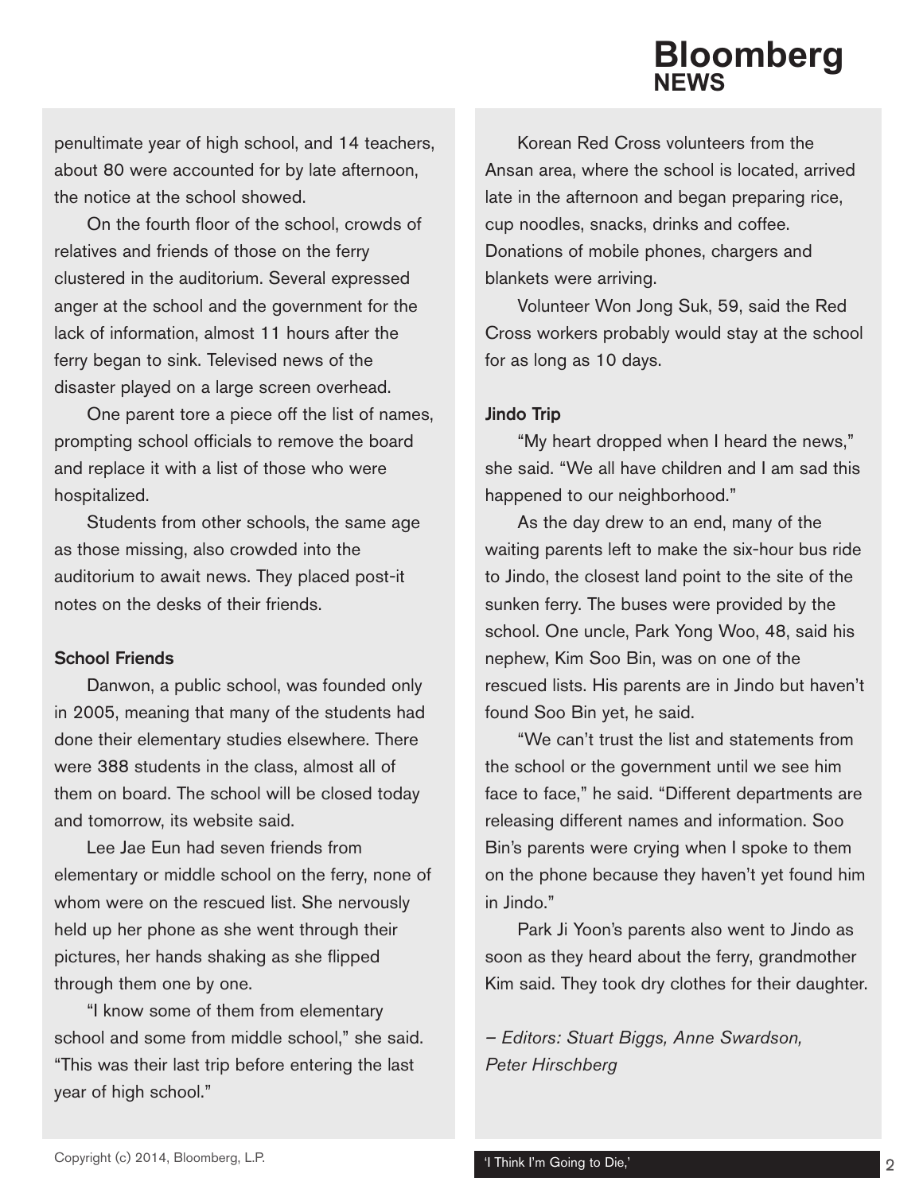penultimate year of high school, and 14 teachers, about 80 were accounted for by late afternoon, the notice at the school showed.

On the fourth floor of the school, crowds of relatives and friends of those on the ferry clustered in the auditorium. Several expressed anger at the school and the government for the lack of information, almost 11 hours after the ferry began to sink. Televised news of the disaster played on a large screen overhead.

One parent tore a piece off the list of names, prompting school officials to remove the board and replace it with a list of those who were hospitalized.

Students from other schools, the same age as those missing, also crowded into the auditorium to await news. They placed post-it notes on the desks of their friends.

### School Friends

Danwon, a public school, was founded only in 2005, meaning that many of the students had done their elementary studies elsewhere. There were 388 students in the class, almost all of them on board. The school will be closed today and tomorrow, its website said.

Lee Jae Eun had seven friends from elementary or middle school on the ferry, none of whom were on the rescued list. She nervously held up her phone as she went through their pictures, her hands shaking as she flipped through them one by one.

"I know some of them from elementary school and some from middle school," she said. "This was their last trip before entering the last year of high school."

Korean Red Cross volunteers from the Ansan area, where the school is located, arrived late in the afternoon and began preparing rice, cup noodles, snacks, drinks and coffee. Donations of mobile phones, chargers and blankets were arriving.

Volunteer Won Jong Suk, 59, said the Red Cross workers probably would stay at the school for as long as 10 days.

### Jindo Trip

"My heart dropped when I heard the news," she said. "We all have children and I am sad this happened to our neighborhood."

As the day drew to an end, many of the waiting parents left to make the six-hour bus ride to Jindo, the closest land point to the site of the sunken ferry. The buses were provided by the school. One uncle, Park Yong Woo, 48, said his nephew, Kim Soo Bin, was on one of the rescued lists. His parents are in Jindo but haven't found Soo Bin yet, he said.

"We can't trust the list and statements from the school or the government until we see him face to face," he said. "Different departments are releasing different names and information. Soo Bin's parents were crying when I spoke to them on the phone because they haven't yet found him in Jindo."

Park Ji Yoon's parents also went to Jindo as soon as they heard about the ferry, grandmother Kim said. They took dry clothes for their daughter.

*– Editors: Stuart Biggs, Anne Swardson, Peter Hirschberg*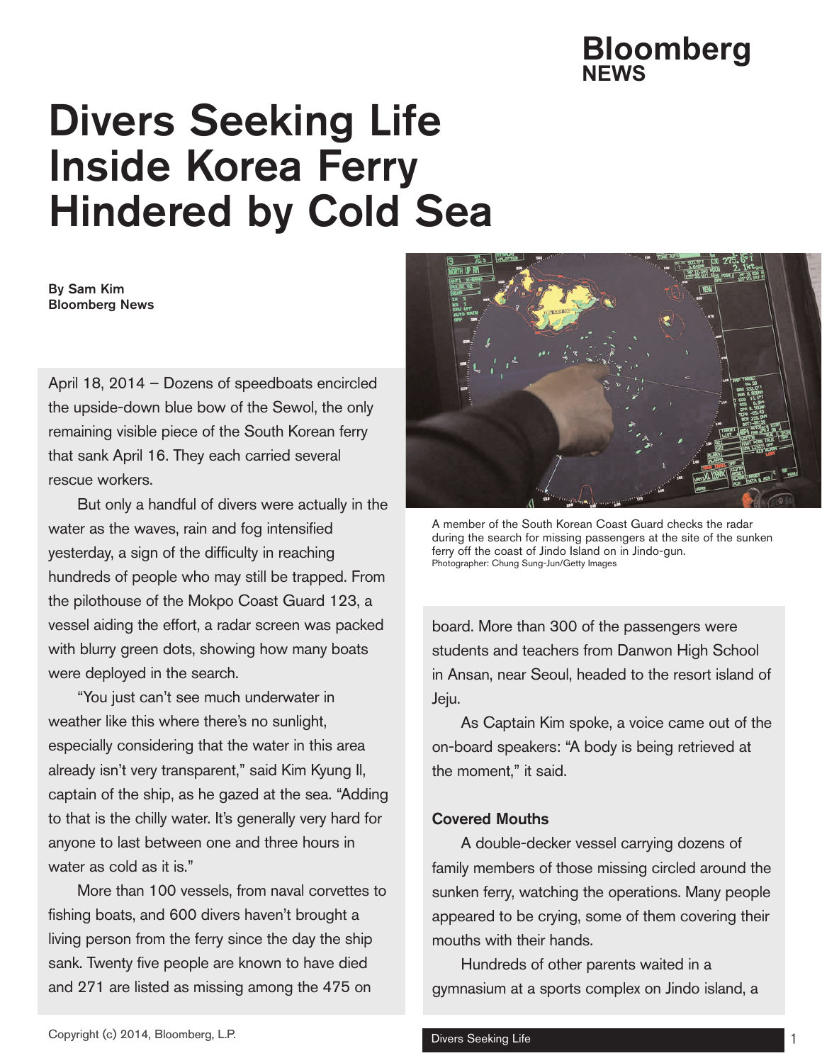# Divers Seeking Life Inside Korea Ferry Hindered by Cold Sea

**By Sam Kim**
**Bloomberg News**

April 18, 2014 – Dozens of speedboats encircled the upside-down blue bow of the Sewol, the only remaining visible piece of the South Korean ferry that sank April 16. They each carried several rescue workers.

But only a handful of divers were actually in the water as the waves, rain and fog intensified yesterday, a sign of the difficulty in reaching hundreds of people who may still be trapped. From the pilothouse of the Mokpo Coast Guard 123, a vessel aiding the effort, a radar screen was packed with blurry green dots, showing how many boats were deployed in the search.

"You just can't see much underwater in weather like this where there's no sunlight, especially considering that the water in this area already isn't very transparent," said Kim Kyung Il, captain of the ship, as he gazed at the sea. "Adding to that is the chilly water. It's generally very hard for anyone to last between one and three hours in water as cold as it is."

More than 100 vessels, from naval corvettes to fishing boats, and 600 divers haven't brought a living person from the ferry since the day the ship sank. Twenty five people are known to have died and 271 are listed as missing among the 475 on board. More than 300 of the passengers were students and teachers from Danwon High School in Ansan, near Seoul, headed to the resort island of Jeju.

A member of the South Korean Coast Guard checks the radar during the search for missing passengers at the site of the sunken ferry off the coast of Jindo Island on in Jindo-gun.
Photographer: Chung Sung-Jun/Getty Images

As Captain Kim spoke, a voice came out of the on-board speakers: "A body is being retrieved at the moment," it said.

### Covered Mouths

A double-decker vessel carrying dozens of family members of those missing circled around the sunken ferry, watching the operations. Many people appeared to be crying, some of them covering their mouths with their hands.

Hundreds of other parents waited in a gymnasium at a sports complex on Jindo island, a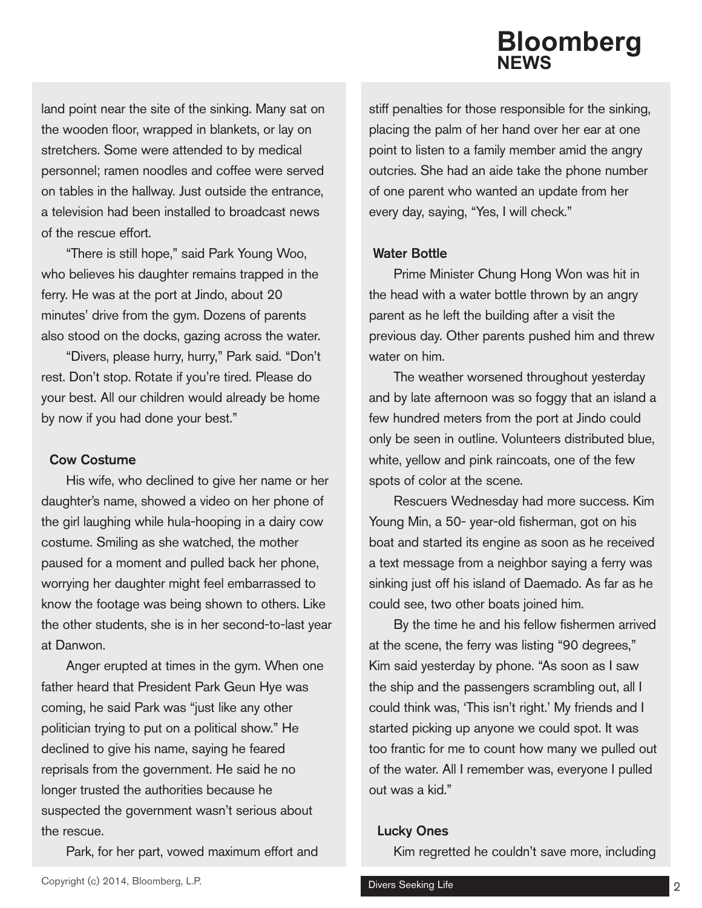land point near the site of the sinking. Many sat on the wooden floor, wrapped in blankets, or lay on stretchers. Some were attended to by medical personnel; ramen noodles and coffee were served on tables in the hallway. Just outside the entrance, a television had been installed to broadcast news of the rescue effort.

"There is still hope," said Park Young Woo, who believes his daughter remains trapped in the ferry. He was at the port at Jindo, about 20 minutes' drive from the gym. Dozens of parents also stood on the docks, gazing across the water.

"Divers, please hurry, hurry," Park said. "Don't rest. Don't stop. Rotate if you're tired. Please do your best. All our children would already be home by now if you had done your best."

### Cow Costume

His wife, who declined to give her name or her daughter's name, showed a video on her phone of the girl laughing while hula-hooping in a dairy cow costume. Smiling as she watched, the mother paused for a moment and pulled back her phone, worrying her daughter might feel embarrassed to know the footage was being shown to others. Like the other students, she is in her second-to-last year at Danwon.

Anger erupted at times in the gym. When one father heard that President Park Geun Hye was coming, he said Park was "just like any other politician trying to put on a political show." He declined to give his name, saying he feared reprisals from the government. He said he no longer trusted the authorities because he suspected the government wasn't serious about the rescue.

Park, for her part, vowed maximum effort and stiff penalties for those responsible for the sinking, placing the palm of her hand over her ear at one point to listen to a family member amid the angry outcries. She had an aide take the phone number of one parent who wanted an update from her every day, saying, "Yes, I will check."

### Water Bottle

Prime Minister Chung Hong Won was hit in the head with a water bottle thrown by an angry parent as he left the building after a visit the previous day. Other parents pushed him and threw water on him.

The weather worsened throughout yesterday and by late afternoon was so foggy that an island a few hundred meters from the port at Jindo could only be seen in outline. Volunteers distributed blue, white, yellow and pink raincoats, one of the few spots of color at the scene.

Rescuers Wednesday had more success. Kim Young Min, a 50- year-old fisherman, got on his boat and started its engine as soon as he received a text message from a neighbor saying a ferry was sinking just off his island of Daemado. As far as he could see, two other boats joined him.

By the time he and his fellow fishermen arrived at the scene, the ferry was listing "90 degrees," Kim said yesterday by phone. "As soon as I saw the ship and the passengers scrambling out, all I could think was, 'This isn't right.' My friends and I started picking up anyone we could spot. It was too frantic for me to count how many we pulled out of the water. All I remember was, everyone I pulled out was a kid."

### Lucky Ones

Kim regretted he couldn't save more, including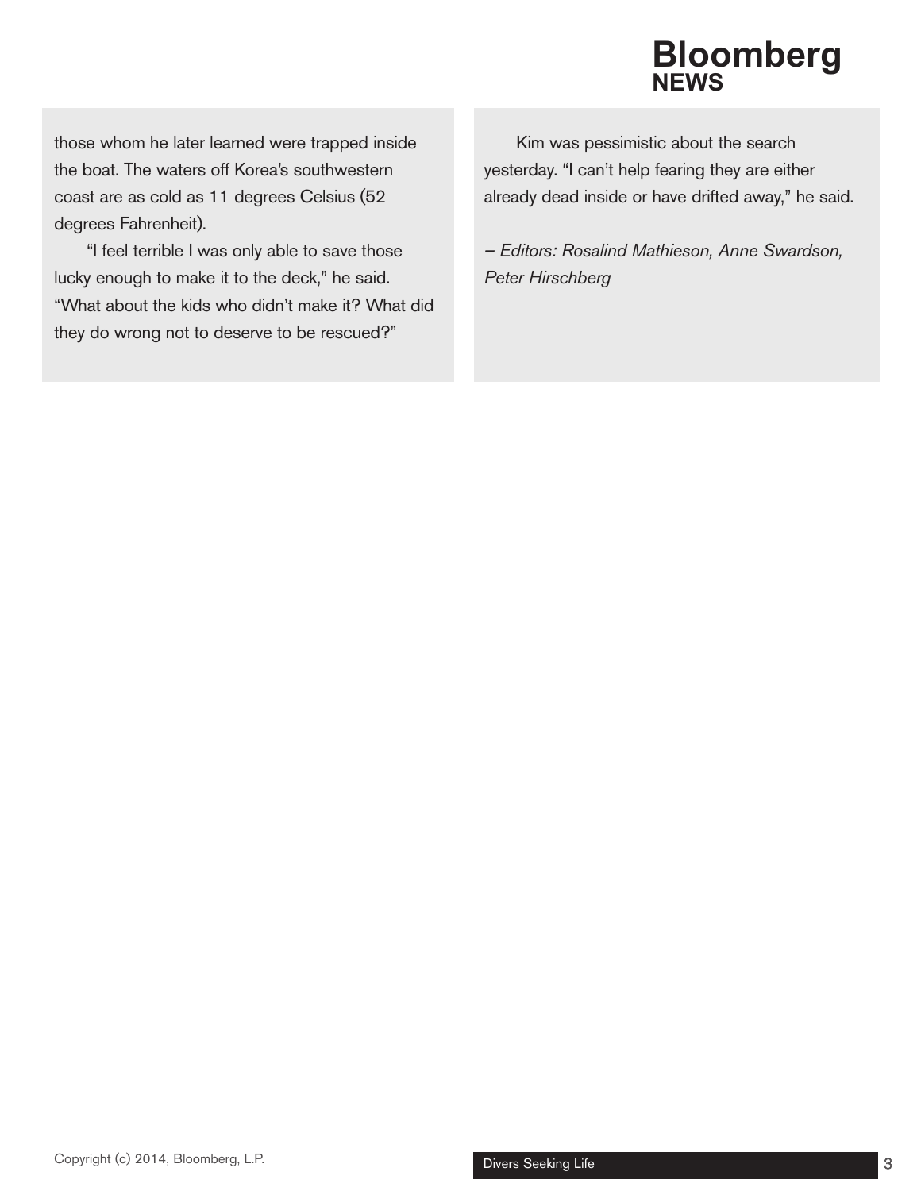those whom he later learned were trapped inside the boat. The waters off Korea's southwestern coast are as cold as 11 degrees Celsius (52 degrees Fahrenheit).

"I feel terrible I was only able to save those lucky enough to make it to the deck," he said. "What about the kids who didn't make it? What did they do wrong not to deserve to be rescued?"

Kim was pessimistic about the search yesterday. "I can't help fearing they are either already dead inside or have drifted away," he said.

*– Editors: Rosalind Mathieson, Anne Swardson, Peter Hirschberg*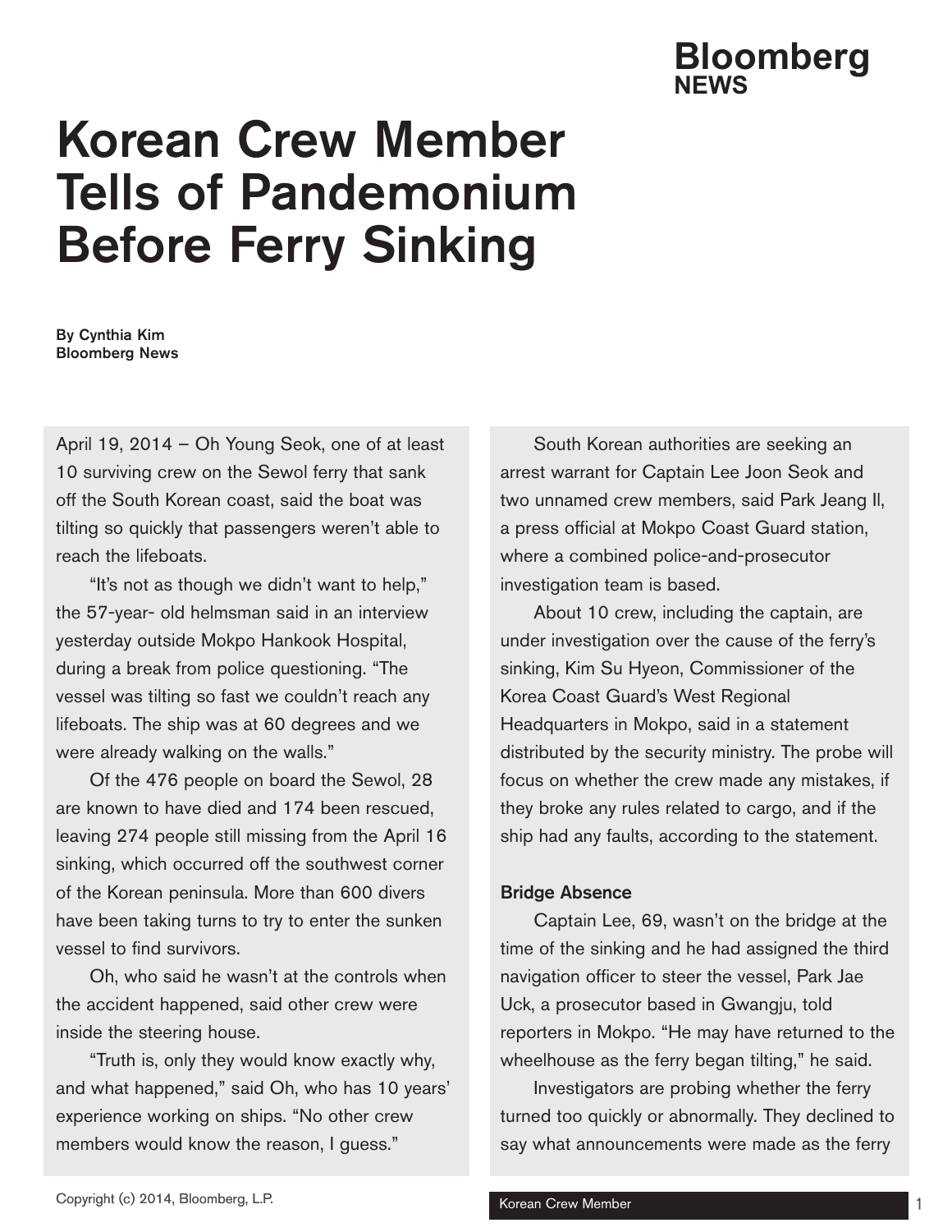Bloomberg NEWS

# Korean Crew Member Tells of Pandemonium Before Ferry Sinking

**By Cynthia Kim**
**Bloomberg News**

April 19, 2014 – Oh Young Seok, one of at least 10 surviving crew on the Sewol ferry that sank off the South Korean coast, said the boat was tilting so quickly that passengers weren't able to reach the lifeboats.

"It's not as though we didn't want to help," the 57-year- old helmsman said in an interview yesterday outside Mokpo Hankook Hospital, during a break from police questioning. "The vessel was tilting so fast we couldn't reach any lifeboats. The ship was at 60 degrees and we were already walking on the walls."

Of the 476 people on board the Sewol, 28 are known to have died and 174 been rescued, leaving 274 people still missing from the April 16 sinking, which occurred off the southwest corner of the Korean peninsula. More than 600 divers have been taking turns to try to enter the sunken vessel to find survivors.

Oh, who said he wasn't at the controls when the accident happened, said other crew were inside the steering house.

"Truth is, only they would know exactly why, and what happened," said Oh, who has 10 years' experience working on ships. "No other crew members would know the reason, I guess."

South Korean authorities are seeking an arrest warrant for Captain Lee Joon Seok and two unnamed crew members, said Park Jeang Il, a press official at Mokpo Coast Guard station, where a combined police-and-prosecutor investigation team is based.

About 10 crew, including the captain, are under investigation over the cause of the ferry's sinking, Kim Su Hyeon, Commissioner of the Korea Coast Guard's West Regional Headquarters in Mokpo, said in a statement distributed by the security ministry. The probe will focus on whether the crew made any mistakes, if they broke any rules related to cargo, and if the ship had any faults, according to the statement.

### Bridge Absence

Captain Lee, 69, wasn't on the bridge at the time of the sinking and he had assigned the third navigation officer to steer the vessel, Park Jae Uck, a prosecutor based in Gwangju, told reporters in Mokpo. "He may have returned to the wheelhouse as the ferry began tilting," he said.

Investigators are probing whether the ferry turned too quickly or abnormally. They declined to say what announcements were made as the ferry

Copyright (c) 2014, Bloomberg, L.P.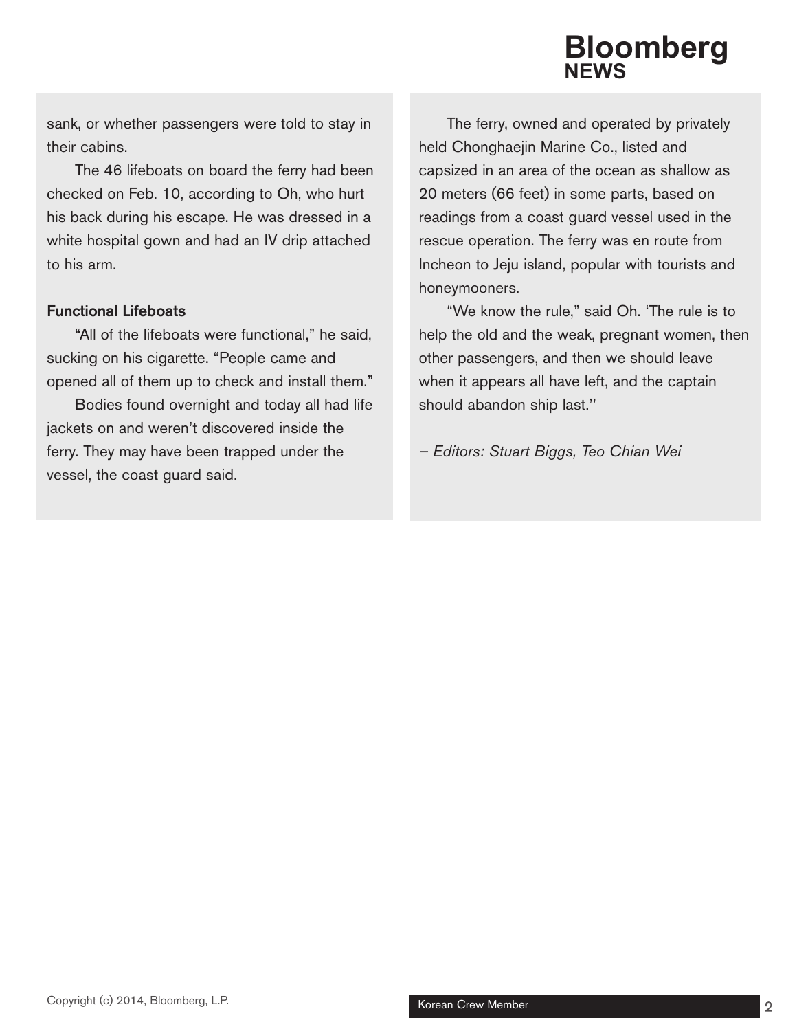sank, or whether passengers were told to stay in their cabins.

The 46 lifeboats on board the ferry had been checked on Feb. 10, according to Oh, who hurt his back during his escape. He was dressed in a white hospital gown and had an IV drip attached to his arm.

### Functional Lifeboats

"All of the lifeboats were functional," he said, sucking on his cigarette. "People came and opened all of them up to check and install them."

Bodies found overnight and today all had life jackets on and weren't discovered inside the ferry. They may have been trapped under the vessel, the coast guard said.

The ferry, owned and operated by privately held Chonghaejin Marine Co., listed and capsized in an area of the ocean as shallow as 20 meters (66 feet) in some parts, based on readings from a coast guard vessel used in the rescue operation. The ferry was en route from Incheon to Jeju island, popular with tourists and honeymooners.

"We know the rule," said Oh. 'The rule is to help the old and the weak, pregnant women, then other passengers, and then we should leave when it appears all have left, and the captain should abandon ship last.''

*– Editors: Stuart Biggs, Teo Chian Wei*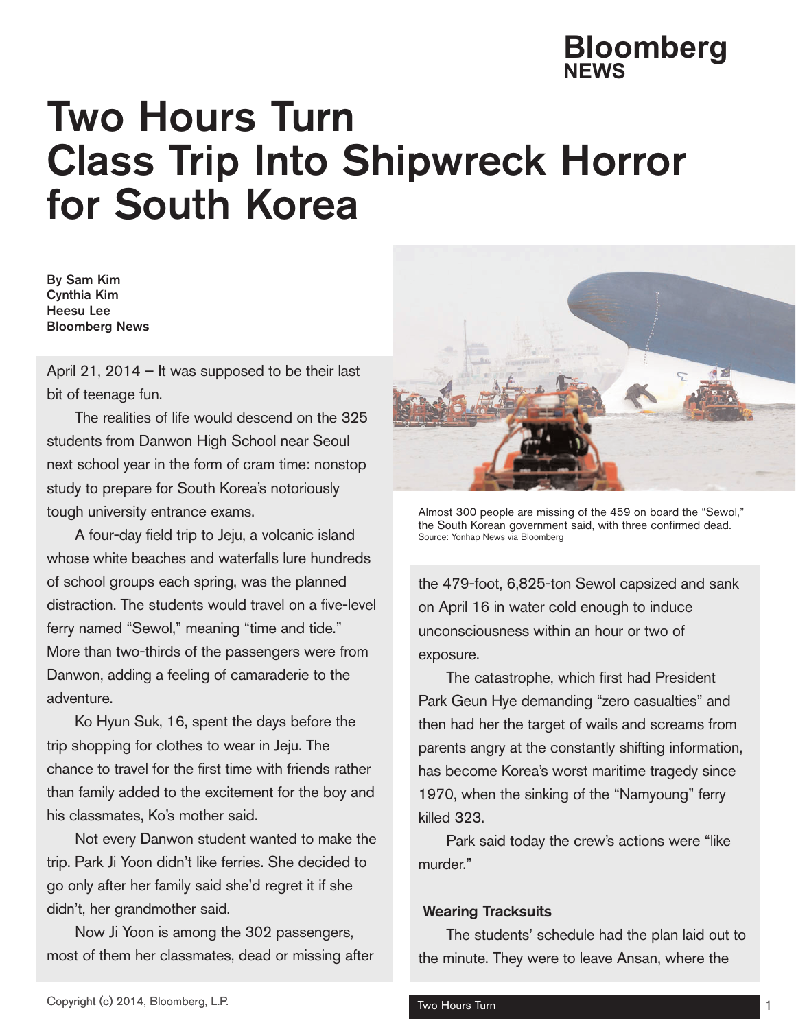# Two Hours Turn Class Trip Into Shipwreck Horror for South Korea

**By Sam Kim**
**Cynthia Kim**
**Heesu Lee**
**Bloomberg News**

April 21, 2014 – It was supposed to be their last bit of teenage fun.

The realities of life would descend on the 325 students from Danwon High School near Seoul next school year in the form of cram time: nonstop study to prepare for South Korea's notoriously tough university entrance exams.

A four-day field trip to Jeju, a volcanic island whose white beaches and waterfalls lure hundreds of school groups each spring, was the planned distraction. The students would travel on a five-level ferry named "Sewol," meaning "time and tide." More than two-thirds of the passengers were from Danwon, adding a feeling of camaraderie to the adventure.

Ko Hyun Suk, 16, spent the days before the trip shopping for clothes to wear in Jeju. The chance to travel for the first time with friends rather than family added to the excitement for the boy and his classmates, Ko's mother said.

Not every Danwon student wanted to make the trip. Park Ji Yoon didn't like ferries. She decided to go only after her family said she'd regret it if she didn't, her grandmother said.

Now Ji Yoon is among the 302 passengers, most of them her classmates, dead or missing after the 479-foot, 6,825-ton Sewol capsized and sank on April 16 in water cold enough to induce unconsciousness within an hour or two of exposure.

Almost 300 people are missing of the 459 on board the "Sewol," the South Korean government said, with three confirmed dead.
Source: Yonhap News via Bloomberg

The catastrophe, which first had President Park Geun Hye demanding "zero casualties" and then had her the target of wails and screams from parents angry at the constantly shifting information, has become Korea's worst maritime tragedy since 1970, when the sinking of the "Namyoung" ferry killed 323.

Park said today the crew's actions were "like murder."

### Wearing Tracksuits

The students' schedule had the plan laid out to the minute. They were to leave Ansan, where the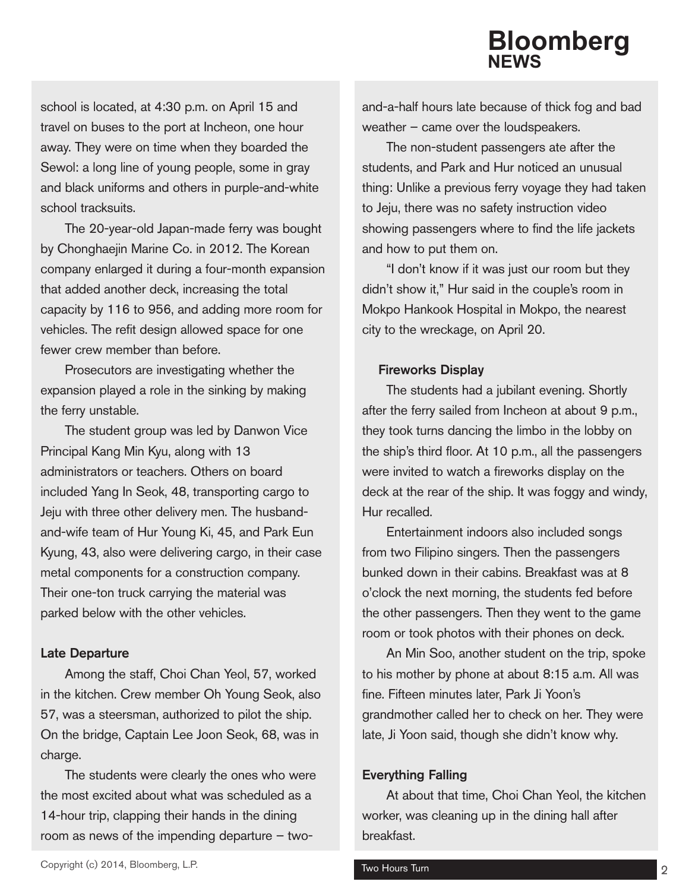school is located, at 4:30 p.m. on April 15 and travel on buses to the port at Incheon, one hour away. They were on time when they boarded the Sewol: a long line of young people, some in gray and black uniforms and others in purple-and-white school tracksuits.

The 20-year-old Japan-made ferry was bought by Chonghaejin Marine Co. in 2012. The Korean company enlarged it during a four-month expansion that added another deck, increasing the total capacity by 116 to 956, and adding more room for vehicles. The refit design allowed space for one fewer crew member than before.

Prosecutors are investigating whether the expansion played a role in the sinking by making the ferry unstable.

The student group was led by Danwon Vice Principal Kang Min Kyu, along with 13 administrators or teachers. Others on board included Yang In Seok, 48, transporting cargo to Jeju with three other delivery men. The husband-and-wife team of Hur Young Ki, 45, and Park Eun Kyung, 43, also were delivering cargo, in their case metal components for a construction company. Their one-ton truck carrying the material was parked below with the other vehicles.

### Late Departure

Among the staff, Choi Chan Yeol, 57, worked in the kitchen. Crew member Oh Young Seok, also 57, was a steersman, authorized to pilot the ship. On the bridge, Captain Lee Joon Seok, 68, was in charge.

The students were clearly the ones who were the most excited about what was scheduled as a 14-hour trip, clapping their hands in the dining room as news of the impending departure – two-and-a-half hours late because of thick fog and bad weather – came over the loudspeakers.

The non-student passengers ate after the students, and Park and Hur noticed an unusual thing: Unlike a previous ferry voyage they had taken to Jeju, there was no safety instruction video showing passengers where to find the life jackets and how to put them on.

"I don't know if it was just our room but they didn't show it," Hur said in the couple's room in Mokpo Hankook Hospital in Mokpo, the nearest city to the wreckage, on April 20.

### Fireworks Display

The students had a jubilant evening. Shortly after the ferry sailed from Incheon at about 9 p.m., they took turns dancing the limbo in the lobby on the ship's third floor. At 10 p.m., all the passengers were invited to watch a fireworks display on the deck at the rear of the ship. It was foggy and windy, Hur recalled.

Entertainment indoors also included songs from two Filipino singers. Then the passengers bunked down in their cabins. Breakfast was at 8 o'clock the next morning, the students fed before the other passengers. Then they went to the game room or took photos with their phones on deck.

An Min Soo, another student on the trip, spoke to his mother by phone at about 8:15 a.m. All was fine. Fifteen minutes later, Park Ji Yoon's grandmother called her to check on her. They were late, Ji Yoon said, though she didn't know why.

### Everything Falling

At about that time, Choi Chan Yeol, the kitchen worker, was cleaning up in the dining hall after breakfast.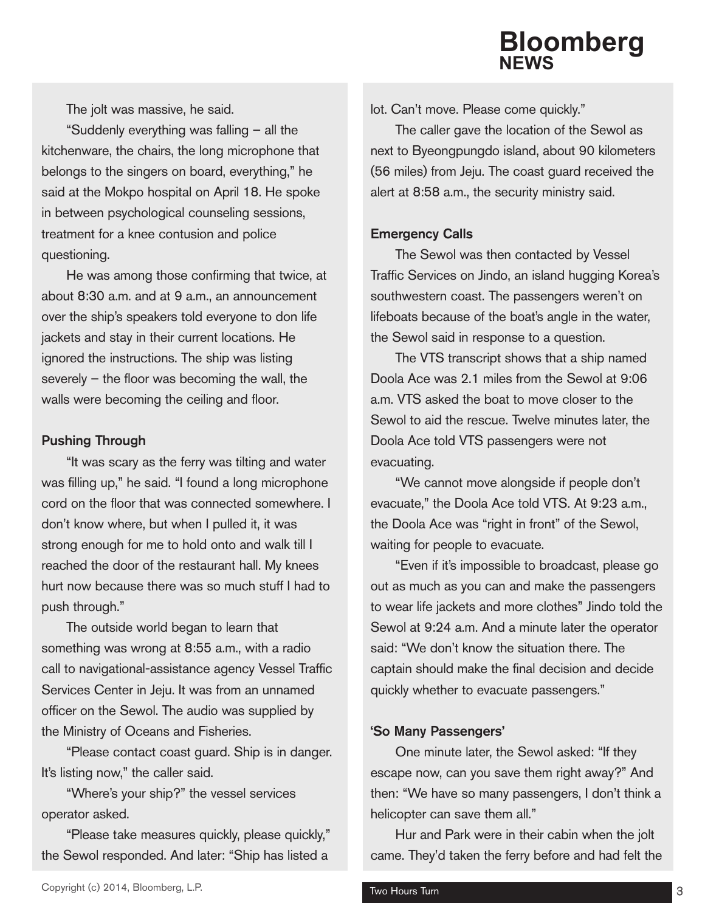The jolt was massive, he said.

"Suddenly everything was falling – all the kitchenware, the chairs, the long microphone that belongs to the singers on board, everything," he said at the Mokpo hospital on April 18. He spoke in between psychological counseling sessions, treatment for a knee contusion and police questioning.

He was among those confirming that twice, at about 8:30 a.m. and at 9 a.m., an announcement over the ship's speakers told everyone to don life jackets and stay in their current locations. He ignored the instructions. The ship was listing severely – the floor was becoming the wall, the walls were becoming the ceiling and floor.

### Pushing Through

"It was scary as the ferry was tilting and water was filling up," he said. "I found a long microphone cord on the floor that was connected somewhere. I don't know where, but when I pulled it, it was strong enough for me to hold onto and walk till I reached the door of the restaurant hall. My knees hurt now because there was so much stuff I had to push through."

The outside world began to learn that something was wrong at 8:55 a.m., with a radio call to navigational-assistance agency Vessel Traffic Services Center in Jeju. It was from an unnamed officer on the Sewol. The audio was supplied by the Ministry of Oceans and Fisheries.

"Please contact coast guard. Ship is in danger. It's listing now," the caller said.

"Where's your ship?" the vessel services operator asked.

"Please take measures quickly, please quickly," the Sewol responded. And later: "Ship has listed a lot. Can't move. Please come quickly."

The caller gave the location of the Sewol as next to Byeongpungdo island, about 90 kilometers (56 miles) from Jeju. The coast guard received the alert at 8:58 a.m., the security ministry said.

### Emergency Calls

The Sewol was then contacted by Vessel Traffic Services on Jindo, an island hugging Korea's southwestern coast. The passengers weren't on lifeboats because of the boat's angle in the water, the Sewol said in response to a question.

The VTS transcript shows that a ship named Doola Ace was 2.1 miles from the Sewol at 9:06 a.m. VTS asked the boat to move closer to the Sewol to aid the rescue. Twelve minutes later, the Doola Ace told VTS passengers were not evacuating.

"We cannot move alongside if people don't evacuate," the Doola Ace told VTS. At 9:23 a.m., the Doola Ace was "right in front" of the Sewol, waiting for people to evacuate.

"Even if it's impossible to broadcast, please go out as much as you can and make the passengers to wear life jackets and more clothes" Jindo told the Sewol at 9:24 a.m. And a minute later the operator said: "We don't know the situation there. The captain should make the final decision and decide quickly whether to evacuate passengers."

### 'So Many Passengers'

One minute later, the Sewol asked: "If they escape now, can you save them right away?" And then: "We have so many passengers, I don't think a helicopter can save them all."

Hur and Park were in their cabin when the jolt came. They'd taken the ferry before and had felt the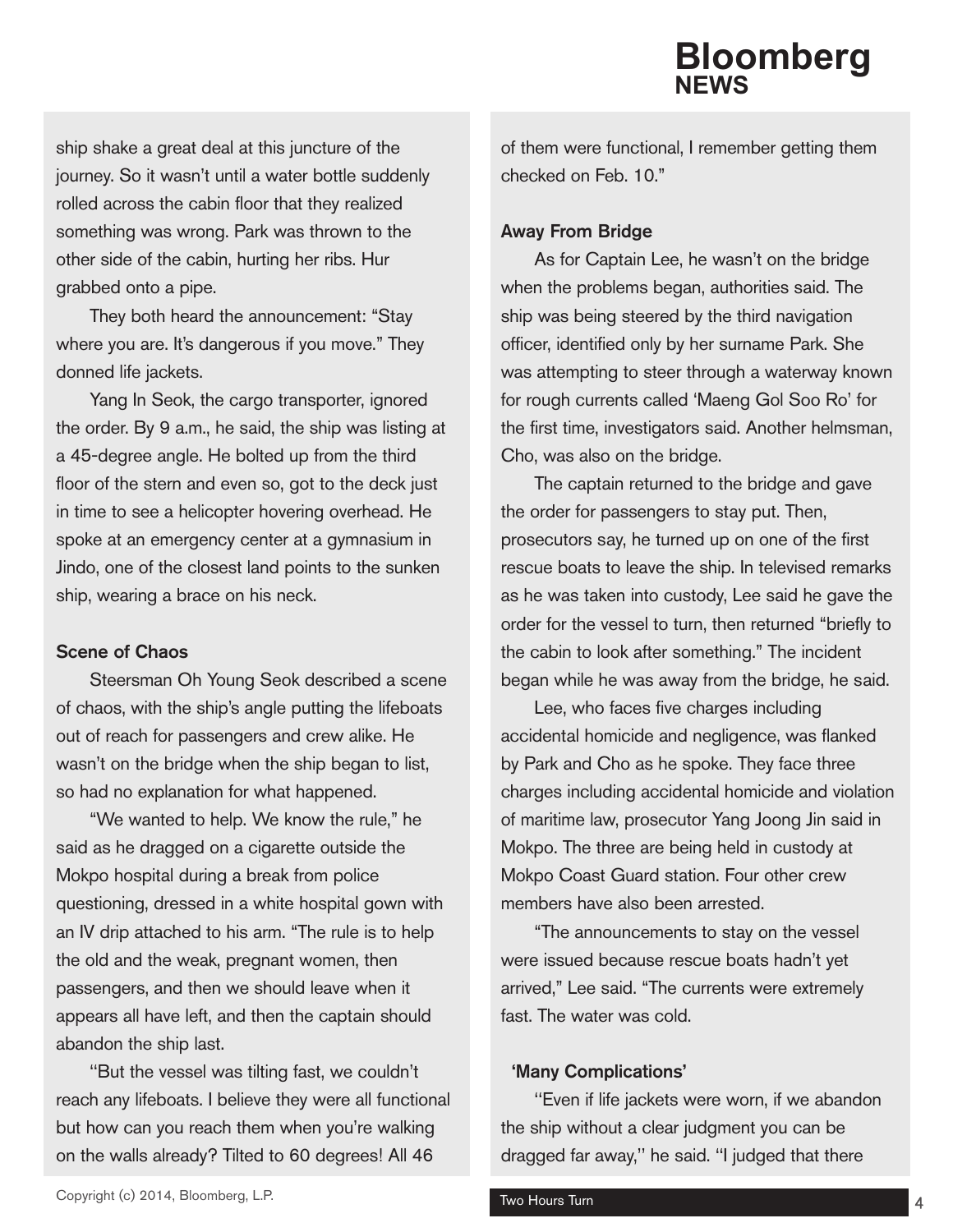ship shake a great deal at this juncture of the journey. So it wasn't until a water bottle suddenly rolled across the cabin floor that they realized something was wrong. Park was thrown to the other side of the cabin, hurting her ribs. Hur grabbed onto a pipe.

They both heard the announcement: "Stay where you are. It's dangerous if you move." They donned life jackets.

Yang In Seok, the cargo transporter, ignored the order. By 9 a.m., he said, the ship was listing at a 45-degree angle. He bolted up from the third floor of the stern and even so, got to the deck just in time to see a helicopter hovering overhead. He spoke at an emergency center at a gymnasium in Jindo, one of the closest land points to the sunken ship, wearing a brace on his neck.

### Scene of Chaos

Steersman Oh Young Seok described a scene of chaos, with the ship's angle putting the lifeboats out of reach for passengers and crew alike. He wasn't on the bridge when the ship began to list, so had no explanation for what happened.

"We wanted to help. We know the rule," he said as he dragged on a cigarette outside the Mokpo hospital during a break from police questioning, dressed in a white hospital gown with an IV drip attached to his arm. "The rule is to help the old and the weak, pregnant women, then passengers, and then we should leave when it appears all have left, and then the captain should abandon the ship last.

"But the vessel was tilting fast, we couldn't reach any lifeboats. I believe they were all functional but how can you reach them when you're walking on the walls already? Tilted to 60 degrees! All 46 of them were functional, I remember getting them checked on Feb. 10."

### Away From Bridge

As for Captain Lee, he wasn't on the bridge when the problems began, authorities said. The ship was being steered by the third navigation officer, identified only by her surname Park. She was attempting to steer through a waterway known for rough currents called 'Maeng Gol Soo Ro' for the first time, investigators said. Another helmsman, Cho, was also on the bridge.

The captain returned to the bridge and gave the order for passengers to stay put. Then, prosecutors say, he turned up on one of the first rescue boats to leave the ship. In televised remarks as he was taken into custody, Lee said he gave the order for the vessel to turn, then returned "briefly to the cabin to look after something." The incident began while he was away from the bridge, he said.

Lee, who faces five charges including accidental homicide and negligence, was flanked by Park and Cho as he spoke. They face three charges including accidental homicide and violation of maritime law, prosecutor Yang Joong Jin said in Mokpo. The three are being held in custody at Mokpo Coast Guard station. Four other crew members have also been arrested.

"The announcements to stay on the vessel were issued because rescue boats hadn't yet arrived," Lee said. "The currents were extremely fast. The water was cold.

### 'Many Complications'

"Even if life jackets were worn, if we abandon the ship without a clear judgment you can be dragged far away," he said. "I judged that there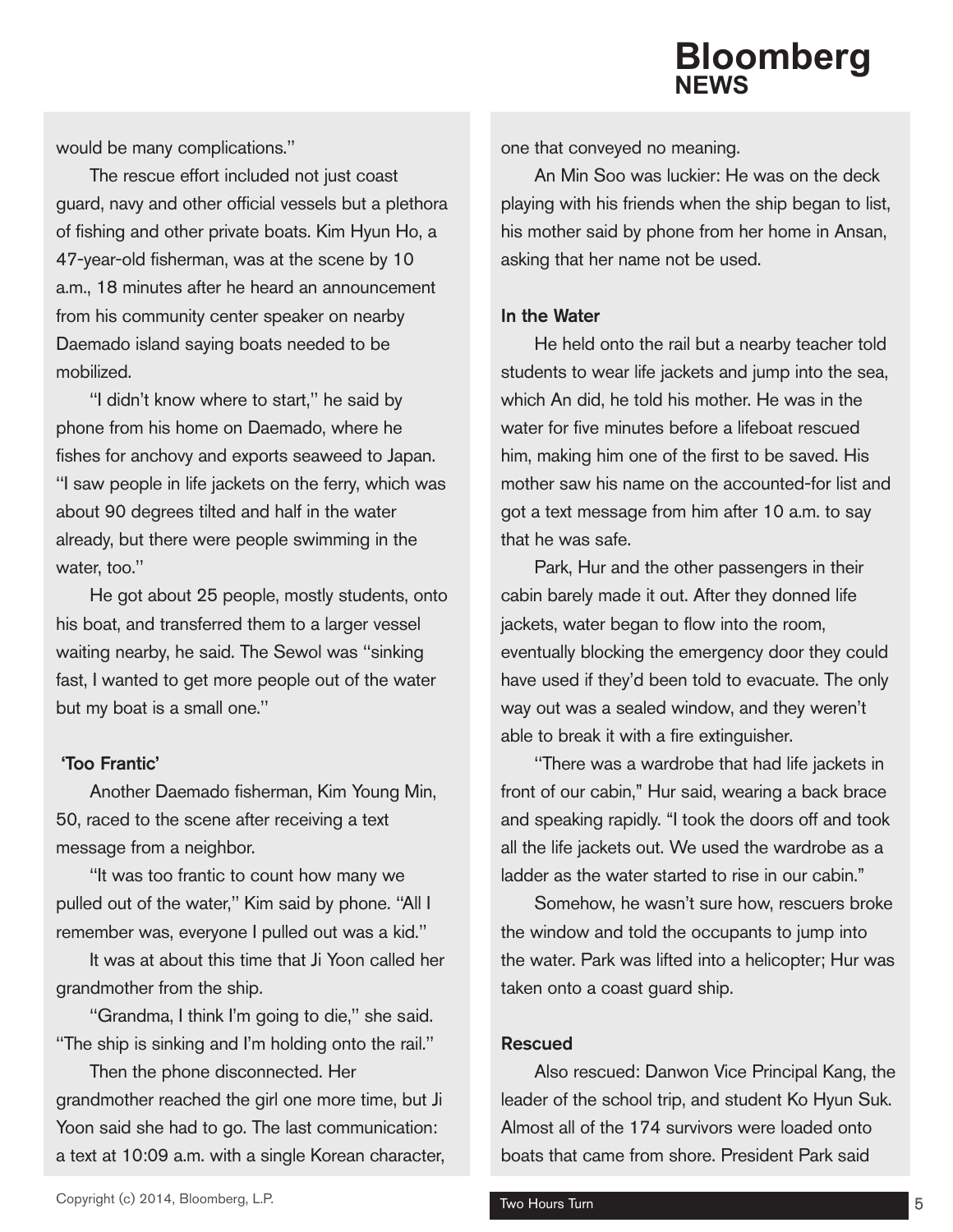would be many complications."

The rescue effort included not just coast guard, navy and other official vessels but a plethora of fishing and other private boats. Kim Hyun Ho, a 47-year-old fisherman, was at the scene by 10 a.m., 18 minutes after he heard an announcement from his community center speaker on nearby Daemado island saying boats needed to be mobilized.

"I didn't know where to start," he said by phone from his home on Daemado, where he fishes for anchovy and exports seaweed to Japan. "I saw people in life jackets on the ferry, which was about 90 degrees tilted and half in the water already, but there were people swimming in the water, too."

He got about 25 people, mostly students, onto his boat, and transferred them to a larger vessel waiting nearby, he said. The Sewol was "sinking fast, I wanted to get more people out of the water but my boat is a small one."

### 'Too Frantic'

Another Daemado fisherman, Kim Young Min, 50, raced to the scene after receiving a text message from a neighbor.

"It was too frantic to count how many we pulled out of the water," Kim said by phone. "All I remember was, everyone I pulled out was a kid."

It was at about this time that Ji Yoon called her grandmother from the ship.

"Grandma, I think I'm going to die," she said. "The ship is sinking and I'm holding onto the rail."

Then the phone disconnected. Her grandmother reached the girl one more time, but Ji Yoon said she had to go. The last communication: a text at 10:09 a.m. with a single Korean character, one that conveyed no meaning.

An Min Soo was luckier: He was on the deck playing with his friends when the ship began to list, his mother said by phone from her home in Ansan, asking that her name not be used.

### In the Water

He held onto the rail but a nearby teacher told students to wear life jackets and jump into the sea, which An did, he told his mother. He was in the water for five minutes before a lifeboat rescued him, making him one of the first to be saved. His mother saw his name on the accounted-for list and got a text message from him after 10 a.m. to say that he was safe.

Park, Hur and the other passengers in their cabin barely made it out. After they donned life jackets, water began to flow into the room, eventually blocking the emergency door they could have used if they'd been told to evacuate. The only way out was a sealed window, and they weren't able to break it with a fire extinguisher.

"There was a wardrobe that had life jackets in front of our cabin," Hur said, wearing a back brace and speaking rapidly. "I took the doors off and took all the life jackets out. We used the wardrobe as a ladder as the water started to rise in our cabin."

Somehow, he wasn't sure how, rescuers broke the window and told the occupants to jump into the water. Park was lifted into a helicopter; Hur was taken onto a coast guard ship.

### Rescued

Also rescued: Danwon Vice Principal Kang, the leader of the school trip, and student Ko Hyun Suk. Almost all of the 174 survivors were loaded onto boats that came from shore. President Park said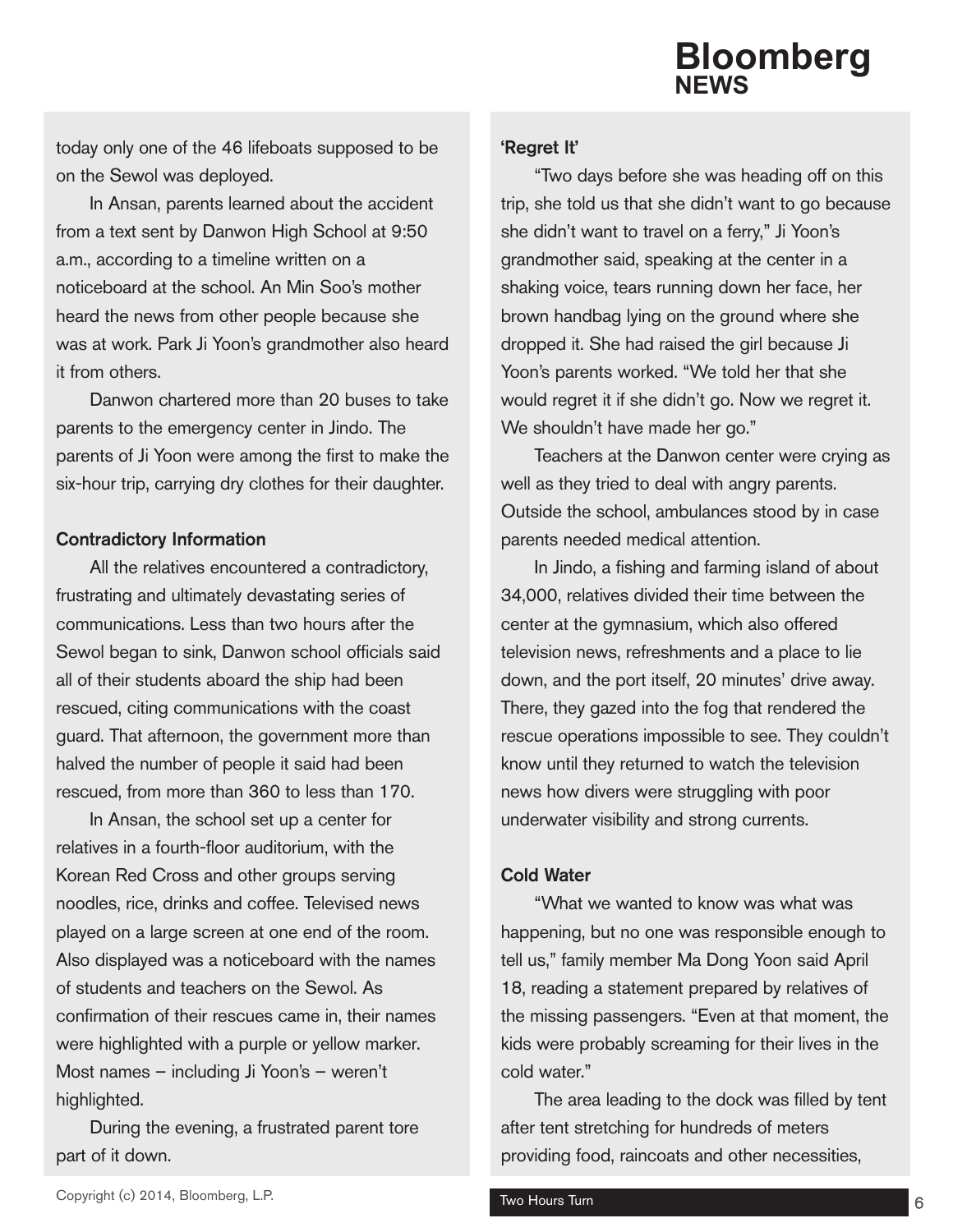today only one of the 46 lifeboats supposed to be on the Sewol was deployed.

In Ansan, parents learned about the accident from a text sent by Danwon High School at 9:50 a.m., according to a timeline written on a noticeboard at the school. An Min Soo's mother heard the news from other people because she was at work. Park Ji Yoon's grandmother also heard it from others.

Danwon chartered more than 20 buses to take parents to the emergency center in Jindo. The parents of Ji Yoon were among the first to make the six-hour trip, carrying dry clothes for their daughter.

### Contradictory Information

All the relatives encountered a contradictory, frustrating and ultimately devastating series of communications. Less than two hours after the Sewol began to sink, Danwon school officials said all of their students aboard the ship had been rescued, citing communications with the coast guard. That afternoon, the government more than halved the number of people it said had been rescued, from more than 360 to less than 170.

In Ansan, the school set up a center for relatives in a fourth-floor auditorium, with the Korean Red Cross and other groups serving noodles, rice, drinks and coffee. Televised news played on a large screen at one end of the room. Also displayed was a noticeboard with the names of students and teachers on the Sewol. As confirmation of their rescues came in, their names were highlighted with a purple or yellow marker. Most names – including Ji Yoon's – weren't highlighted.

During the evening, a frustrated parent tore part of it down.

### 'Regret It'

"Two days before she was heading off on this trip, she told us that she didn't want to go because she didn't want to travel on a ferry," Ji Yoon's grandmother said, speaking at the center in a shaking voice, tears running down her face, her brown handbag lying on the ground where she dropped it. She had raised the girl because Ji Yoon's parents worked. "We told her that she would regret it if she didn't go. Now we regret it. We shouldn't have made her go."

Teachers at the Danwon center were crying as well as they tried to deal with angry parents. Outside the school, ambulances stood by in case parents needed medical attention.

In Jindo, a fishing and farming island of about 34,000, relatives divided their time between the center at the gymnasium, which also offered television news, refreshments and a place to lie down, and the port itself, 20 minutes' drive away. There, they gazed into the fog that rendered the rescue operations impossible to see. They couldn't know until they returned to watch the television news how divers were struggling with poor underwater visibility and strong currents.

### Cold Water

"What we wanted to know was what was happening, but no one was responsible enough to tell us," family member Ma Dong Yoon said April 18, reading a statement prepared by relatives of the missing passengers. "Even at that moment, the kids were probably screaming for their lives in the cold water."

The area leading to the dock was filled by tent after tent stretching for hundreds of meters providing food, raincoats and other necessities,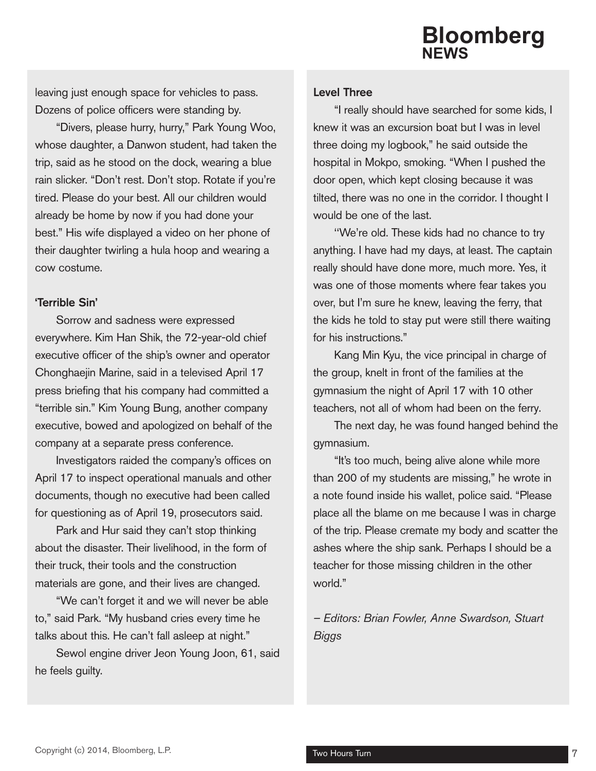leaving just enough space for vehicles to pass. Dozens of police officers were standing by.

"Divers, please hurry, hurry," Park Young Woo, whose daughter, a Danwon student, had taken the trip, said as he stood on the dock, wearing a blue rain slicker. "Don't rest. Don't stop. Rotate if you're tired. Please do your best. All our children would already be home by now if you had done your best." His wife displayed a video on her phone of their daughter twirling a hula hoop and wearing a cow costume.

**'Terrible Sin'**

Sorrow and sadness were expressed everywhere. Kim Han Shik, the 72-year-old chief executive officer of the ship's owner and operator Chonghaejin Marine, said in a televised April 17 press briefing that his company had committed a "terrible sin." Kim Young Bung, another company executive, bowed and apologized on behalf of the company at a separate press conference.

Investigators raided the company's offices on April 17 to inspect operational manuals and other documents, though no executive had been called for questioning as of April 19, prosecutors said.

Park and Hur said they can't stop thinking about the disaster. Their livelihood, in the form of their truck, their tools and the construction materials are gone, and their lives are changed.

"We can't forget it and we will never be able to," said Park. "My husband cries every time he talks about this. He can't fall asleep at night."

Sewol engine driver Jeon Young Joon, 61, said he feels guilty.

**Level Three**

"I really should have searched for some kids, I knew it was an excursion boat but I was in level three doing my logbook," he said outside the hospital in Mokpo, smoking. "When I pushed the door open, which kept closing because it was tilted, there was no one in the corridor. I thought I would be one of the last.

"We're old. These kids had no chance to try anything. I have had my days, at least. The captain really should have done more, much more. Yes, it was one of those moments where fear takes you over, but I'm sure he knew, leaving the ferry, that the kids he told to stay put were still there waiting for his instructions."

Kang Min Kyu, the vice principal in charge of the group, knelt in front of the families at the gymnasium the night of April 17 with 10 other teachers, not all of whom had been on the ferry.

The next day, he was found hanged behind the gymnasium.

"It's too much, being alive alone while more than 200 of my students are missing," he wrote in a note found inside his wallet, police said. "Please place all the blame on me because I was in charge of the trip. Please cremate my body and scatter the ashes where the ship sank. Perhaps I should be a teacher for those missing children in the other world."

*– Editors: Brian Fowler, Anne Swardson, Stuart Biggs*

Copyright (c) 2014, Bloomberg, L.P.